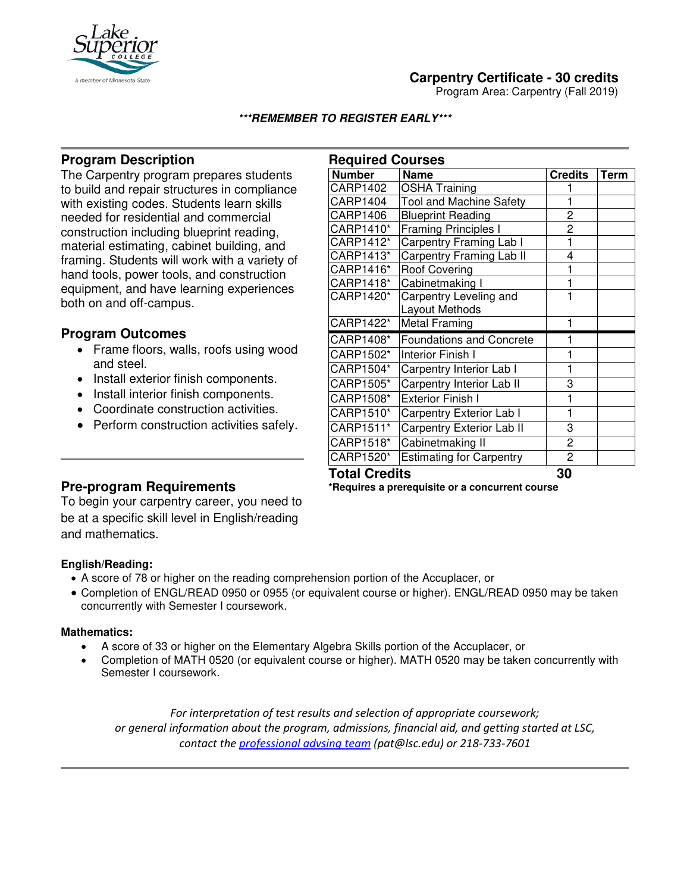# Carpentry Certificate - 30 credits

Program Area: Carpentry (Fall 2019)

***REMEMBER TO REGISTER EARLY***

## Program Description

The Carpentry program prepares students to build and repair structures in compliance with existing codes. Students learn skills needed for residential and commercial construction including blueprint reading, material estimating, cabinet building, and framing. Students will work with a variety of hand tools, power tools, and construction equipment, and have learning experiences both on and off-campus.

## Program Outcomes

- Frame floors, walls, roofs using wood and steel.
- Install exterior finish components.
- Install interior finish components.
- Coordinate construction activities.
- Perform construction activities safely.

## Required Courses

| Number | Name | Credits | Term |
|---|---|---|---|
| CARP1402 | OSHA Training | 1 | |
| CARP1404 | Tool and Machine Safety | 1 | |
| CARP1406 | Blueprint Reading | 2 | |
| CARP1410* | Framing Principles I | 2 | |
| CARP1412* | Carpentry Framing Lab I | 1 | |
| CARP1413* | Carpentry Framing Lab II | 4 | |
| CARP1416* | Roof Covering | 1 | |
| CARP1418* | Cabinetmaking I | 1 | |
| CARP1420* | Carpentry Leveling and Layout Methods | 1 | |
| CARP1422* | Metal Framing | 1 | |
| CARP1408* | Foundations and Concrete | 1 | |
| CARP1502* | Interior Finish I | 1 | |
| CARP1504* | Carpentry Interior Lab I | 1 | |
| CARP1505* | Carpentry Interior Lab II | 3 | |
| CARP1508* | Exterior Finish I | 1 | |
| CARP1510* | Carpentry Exterior Lab I | 1 | |
| CARP1511* | Carpentry Exterior Lab II | 3 | |
| CARP1518* | Cabinetmaking II | 2 | |
| CARP1520* | Estimating for Carpentry | 2 | |
| **Total Credits** | | **30** | |

***Requires a prerequisite or a concurrent course**

## Pre-program Requirements

To begin your carpentry career, you need to be at a specific skill level in English/reading and mathematics.

**English/Reading:**

- A score of 78 or higher on the reading comprehension portion of the Accuplacer, or
- Completion of ENGL/READ 0950 or 0955 (or equivalent course or higher). ENGL/READ 0950 may be taken concurrently with Semester I coursework.

**Mathematics:**

- A score of 33 or higher on the Elementary Algebra Skills portion of the Accuplacer, or
- Completion of MATH 0520 (or equivalent course or higher). MATH 0520 may be taken concurrently with Semester I coursework.

*For interpretation of test results and selection of appropriate coursework; or general information about the program, admissions, financial aid, and getting started at LSC, contact the [professional advsing team](pat@lsc.edu) (pat@lsc.edu) or 218-733-7601*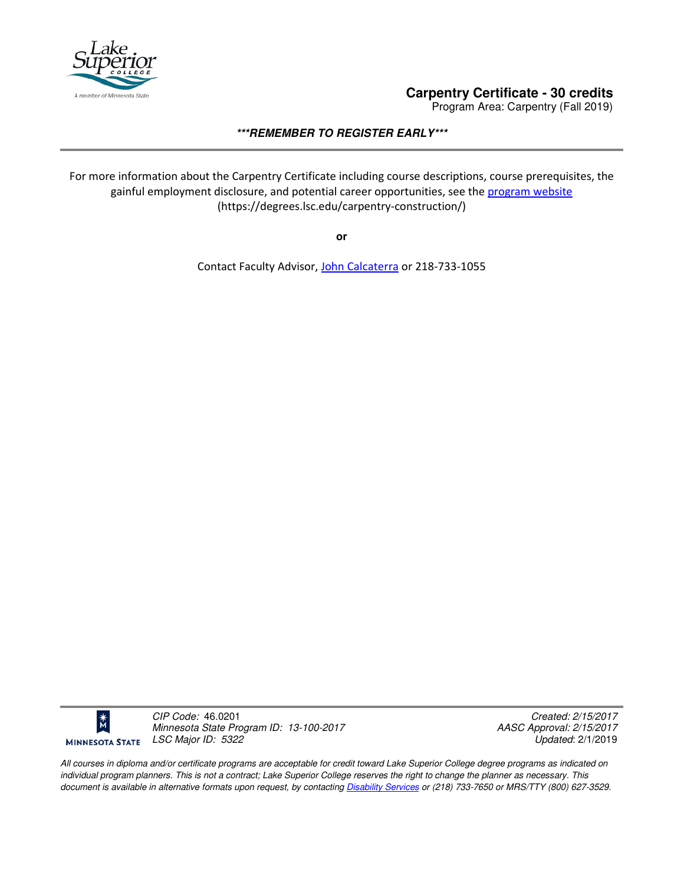## Carpentry Certificate - 30 credits

Program Area: Carpentry (Fall 2019)

***REMEMBER TO REGISTER EARLY***

For more information about the Carpentry Certificate including course descriptions, course prerequisites, the gainful employment disclosure, and potential career opportunities, see the [program website](https://degrees.lsc.edu/carpentry-construction/) (https://degrees.lsc.edu/carpentry-construction/)

**or**

Contact Faculty Advisor, John Calcaterra or 218-733-1055

*CIP Code:* 46.0201
*Minnesota State Program ID: 13-100-2017*
*LSC Major ID: 5322*

*Created: 2/15/2017*
*AASC Approval: 2/15/2017*
*Updated*: 2/1/2019

*All courses in diploma and/or certificate programs are acceptable for credit toward Lake Superior College degree programs as indicated on individual program planners. This is not a contract; Lake Superior College reserves the right to change the planner as necessary. This document is available in alternative formats upon request, by contacting Disability Services or (218) 733-7650 or MRS/TTY (800) 627-3529.*